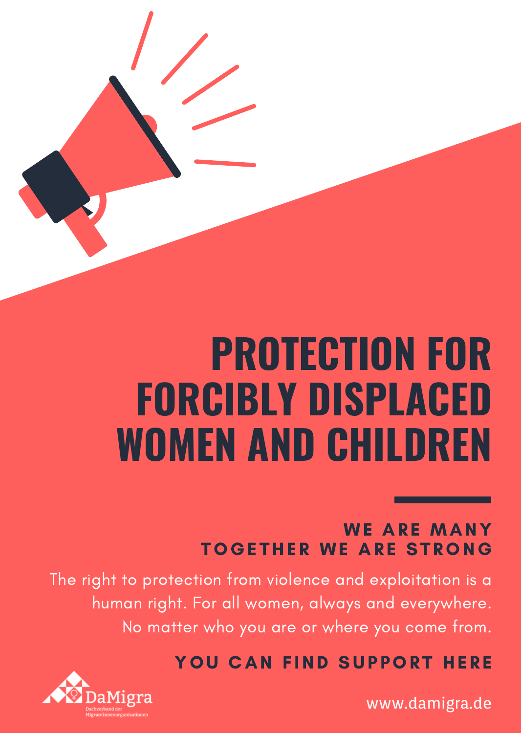# PROTECTION FOR FORCIBLY DISPLACED WOMEN AND CHILDREN

**WE ARE MANY**
**TOGETHER WE ARE STRONG**

The right to protection from violence and exploitation is a human right. For all women, always and everywhere. No matter who you are or where you come from.

**YOU CAN FIND SUPPORT HERE**

DaMigra
Dachverband der Migrantinnenorganisationen

www.damigra.de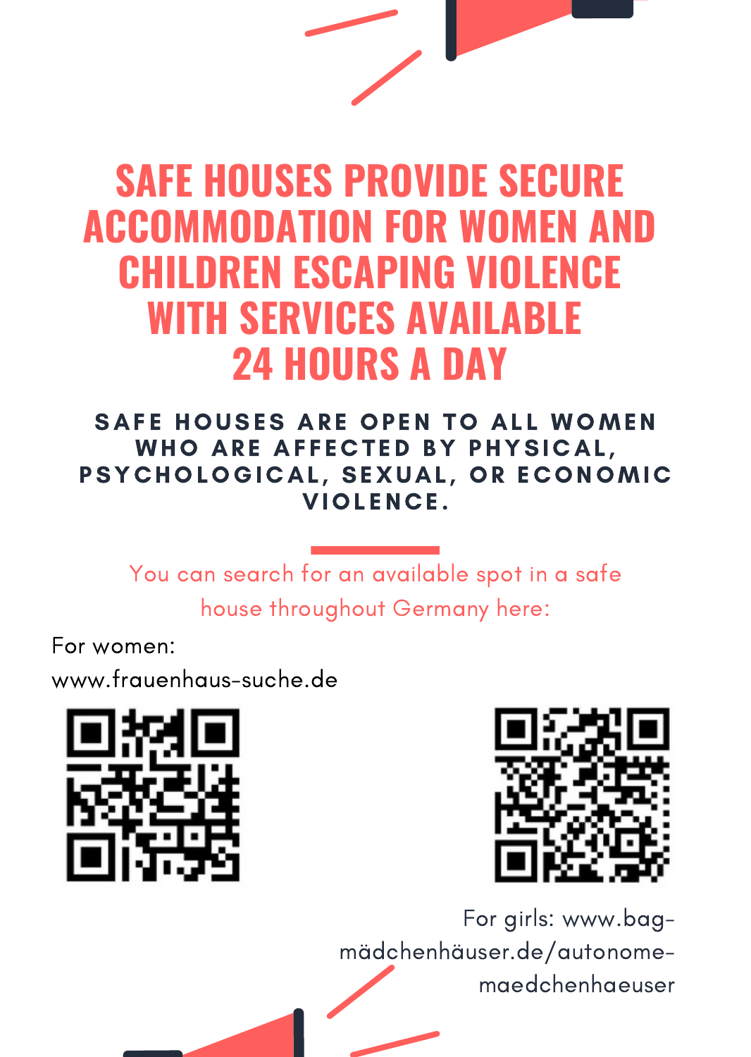# SAFE HOUSES PROVIDE SECURE ACCOMMODATION FOR WOMEN AND CHILDREN ESCAPING VIOLENCE WITH SERVICES AVAILABLE 24 HOURS A DAY

**SAFE HOUSES ARE OPEN TO ALL WOMEN WHO ARE AFFECTED BY PHYSICAL, PSYCHOLOGICAL, SEXUAL, OR ECONOMIC VIOLENCE.**

You can search for an available spot in a safe house throughout Germany here:

For women:
www.frauenhaus-suche.de

For girls: www.bag-mädchenhäuser.de/autonome-maedchenhaeuser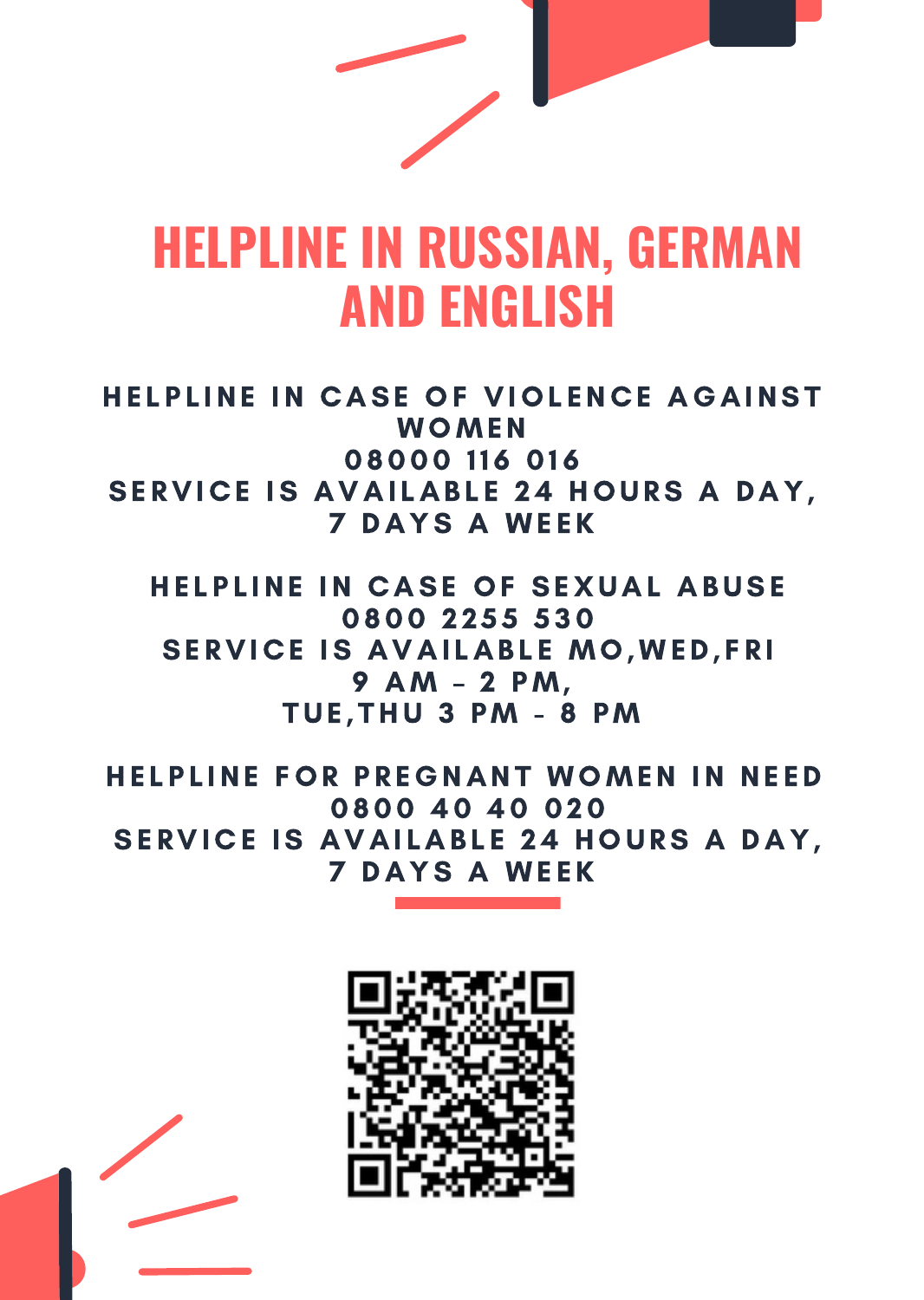# HELPLINE IN RUSSIAN, GERMAN AND ENGLISH

**HELPLINE IN CASE OF VIOLENCE AGAINST WOMEN**
**08000 116 016**
**SERVICE IS AVAILABLE 24 HOURS A DAY, 7 DAYS A WEEK**

**HELPLINE IN CASE OF SEXUAL ABUSE**
**0800 2255 530**
**SERVICE IS AVAILABLE MO,WED,FRI 9 AM – 2 PM,**
**TUE,THU 3 PM – 8 PM**

**HELPLINE FOR PREGNANT WOMEN IN NEED**
**0800 40 40 020**
**SERVICE IS AVAILABLE 24 HOURS A DAY, 7 DAYS A WEEK**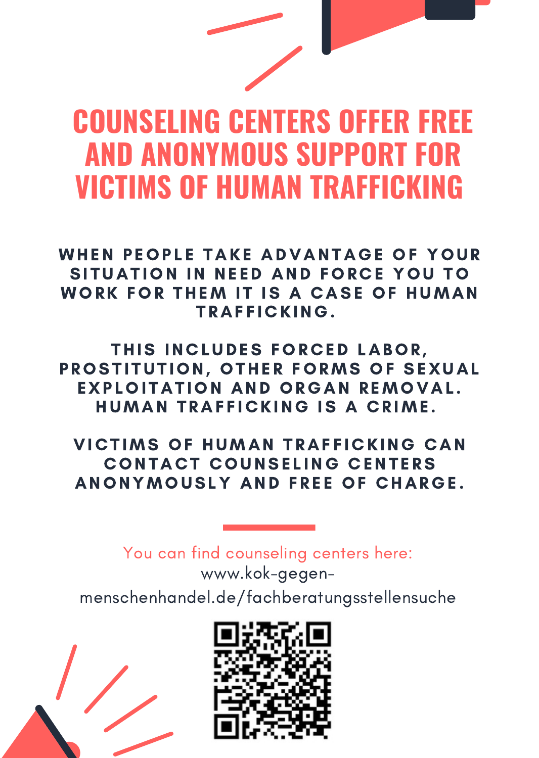# COUNSELING CENTERS OFFER FREE AND ANONYMOUS SUPPORT FOR VICTIMS OF HUMAN TRAFFICKING

**WHEN PEOPLE TAKE ADVANTAGE OF YOUR SITUATION IN NEED AND FORCE YOU TO WORK FOR THEM IT IS A CASE OF HUMAN TRAFFICKING.**

**THIS INCLUDES FORCED LABOR, PROSTITUTION, OTHER FORMS OF SEXUAL EXPLOITATION AND ORGAN REMOVAL. HUMAN TRAFFICKING IS A CRIME.**

**VICTIMS OF HUMAN TRAFFICKING CAN CONTACT COUNSELING CENTERS ANONYMOUSLY AND FREE OF CHARGE.**

---

You can find counseling centers here:
www.kok-gegen-menschenhandel.de/fachberatungsstellensuche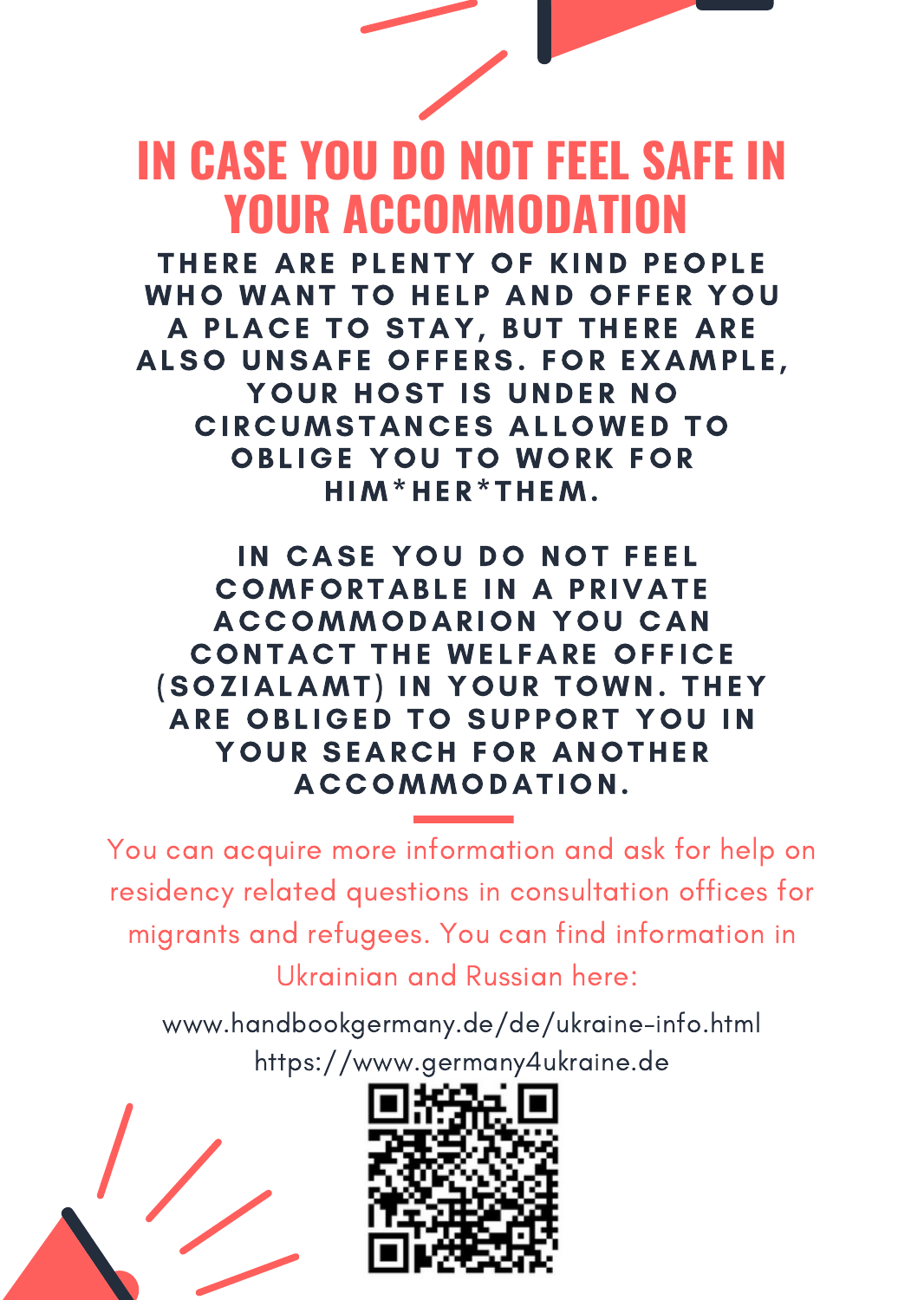# IN CASE YOU DO NOT FEEL SAFE IN YOUR ACCOMMODATION

**THERE ARE PLENTY OF KIND PEOPLE WHO WANT TO HELP AND OFFER YOU A PLACE TO STAY, BUT THERE ARE ALSO UNSAFE OFFERS. FOR EXAMPLE, YOUR HOST IS UNDER NO CIRCUMSTANCES ALLOWED TO OBLIGE YOU TO WORK FOR HIM*HER*THEM.**

**IN CASE YOU DO NOT FEEL COMFORTABLE IN A PRIVATE ACCOMMODARION YOU CAN CONTACT THE WELFARE OFFICE (SOZIALAMT) IN YOUR TOWN. THEY ARE OBLIGED TO SUPPORT YOU IN YOUR SEARCH FOR ANOTHER ACCOMMODATION.**

You can acquire more information and ask for help on residency related questions in consultation offices for migrants and refugees. You can find information in Ukrainian and Russian here:

www.handbookgermany.de/de/ukraine-info.html
https://www.germany4ukraine.de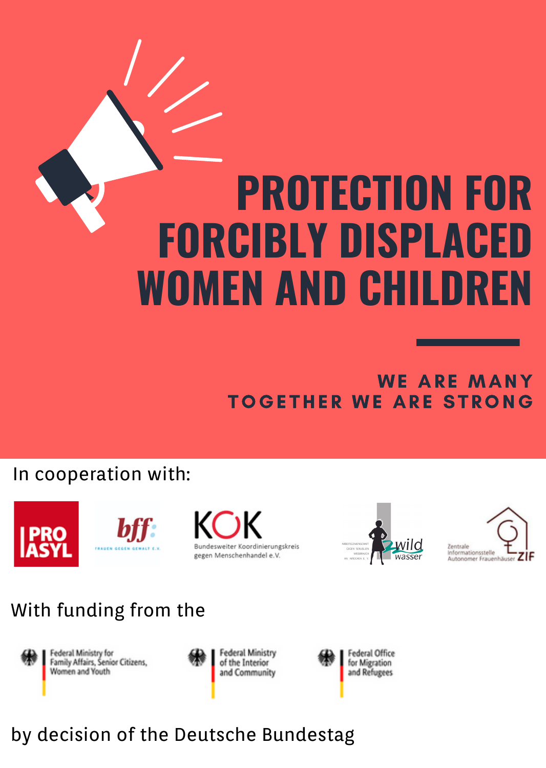# PROTECTION FOR FORCIBLY DISPLACED WOMEN AND CHILDREN

**WE ARE MANY**
**TOGETHER WE ARE STRONG**

In cooperation with:

PRO ASYL

bff: Frauen gegen Gewalt e.V.

KOK Bundesweiter Koordinierungskreis gegen Menschenhandel e.V.

Arbeitsgemeinschaft gegen sexuellen Missbrauch an Mädchen e.V. Wildwasser

Zentrale Informationsstelle Autonomer Frauenhäuser ZIF

With funding from the

Federal Ministry for Family Affairs, Senior Citizens, Women and Youth

Federal Ministry of the Interior and Community

Federal Office for Migration and Refugees

by decision of the Deutsche Bundestag